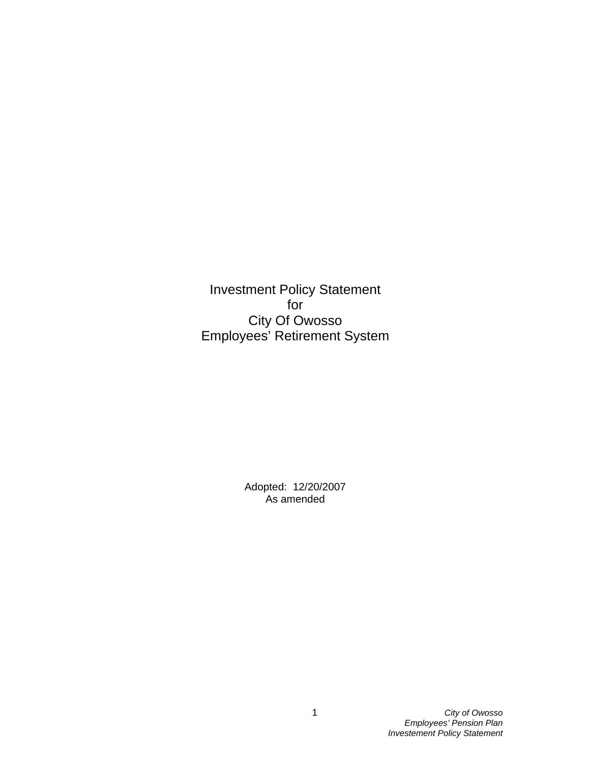# Investment Policy Statement
# for
# City Of Owosso
# Employees' Retirement System

Adopted: 12/20/2007

As amended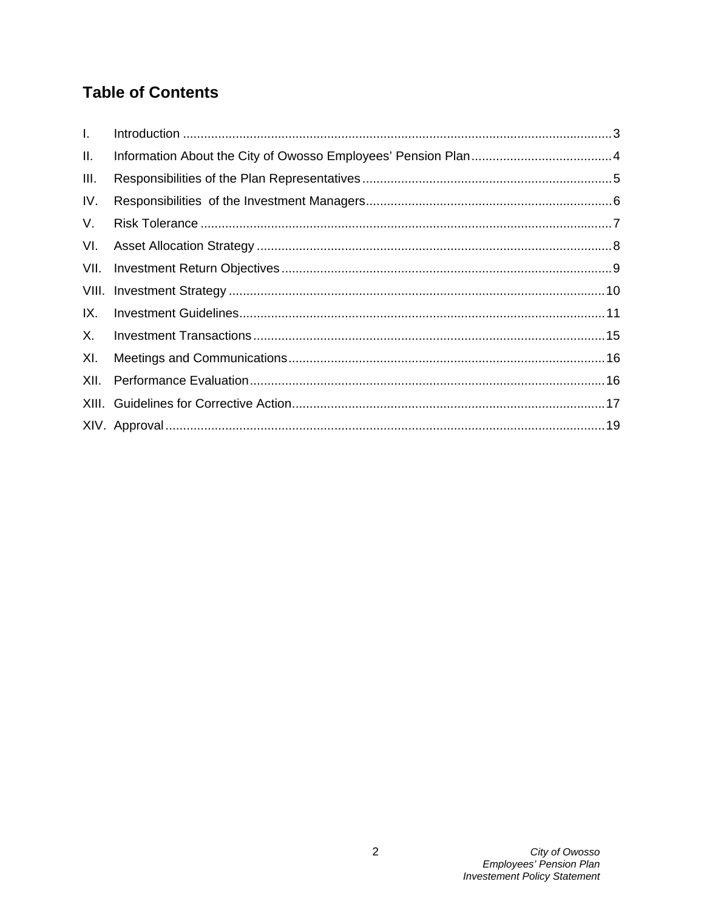## Table of Contents

| | | |
|---|---|---|
| I. | Introduction | 3 |
| II. | Information About the City of Owosso Employees' Pension Plan | 4 |
| III. | Responsibilities of the Plan Representatives | 5 |
| IV. | Responsibilities of the Investment Managers | 6 |
| V. | Risk Tolerance | 7 |
| VI. | Asset Allocation Strategy | 8 |
| VII. | Investment Return Objectives | 9 |
| VIII. | Investment Strategy | 10 |
| IX. | Investment Guidelines | 11 |
| X. | Investment Transactions | 15 |
| XI. | Meetings and Communications | 16 |
| XII. | Performance Evaluation | 16 |
| XIII. | Guidelines for Corrective Action | 17 |
| XIV. | Approval | 19 |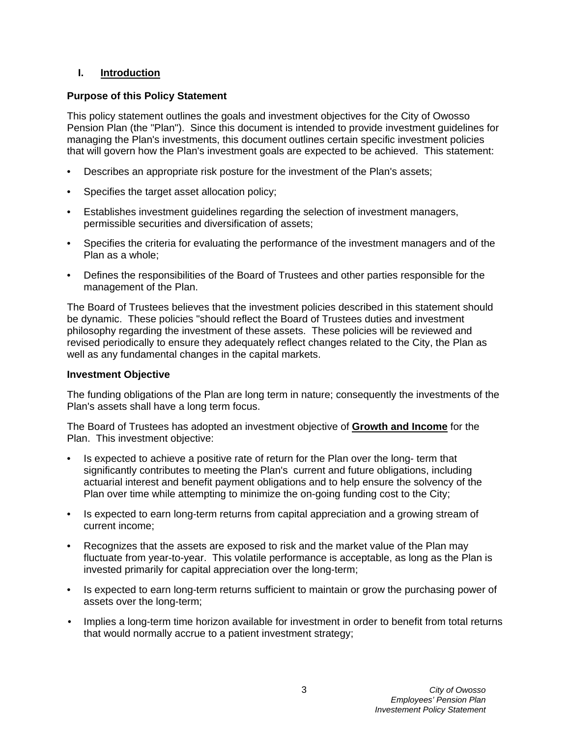## I. Introduction

### Purpose of this Policy Statement

This policy statement outlines the goals and investment objectives for the City of Owosso Pension Plan (the "Plan"). Since this document is intended to provide investment guidelines for managing the Plan's investments, this document outlines certain specific investment policies that will govern how the Plan's investment goals are expected to be achieved. This statement:

- Describes an appropriate risk posture for the investment of the Plan's assets;
- Specifies the target asset allocation policy;
- Establishes investment guidelines regarding the selection of investment managers, permissible securities and diversification of assets;
- Specifies the criteria for evaluating the performance of the investment managers and of the Plan as a whole;
- Defines the responsibilities of the Board of Trustees and other parties responsible for the management of the Plan.

The Board of Trustees believes that the investment policies described in this statement should be dynamic. These policies "should reflect the Board of Trustees duties and investment philosophy regarding the investment of these assets. These policies will be reviewed and revised periodically to ensure they adequately reflect changes related to the City, the Plan as well as any fundamental changes in the capital markets.

### Investment Objective

The funding obligations of the Plan are long term in nature; consequently the investments of the Plan's assets shall have a long term focus.

The Board of Trustees has adopted an investment objective of **Growth and Income** for the Plan. This investment objective:

- Is expected to achieve a positive rate of return for the Plan over the long- term that significantly contributes to meeting the Plan's current and future obligations, including actuarial interest and benefit payment obligations and to help ensure the solvency of the Plan over time while attempting to minimize the on-going funding cost to the City;
- Is expected to earn long-term returns from capital appreciation and a growing stream of current income;
- Recognizes that the assets are exposed to risk and the market value of the Plan may fluctuate from year-to-year. This volatile performance is acceptable, as long as the Plan is invested primarily for capital appreciation over the long-term;
- Is expected to earn long-term returns sufficient to maintain or grow the purchasing power of assets over the long-term;
- Implies a long-term time horizon available for investment in order to benefit from total returns that would normally accrue to a patient investment strategy;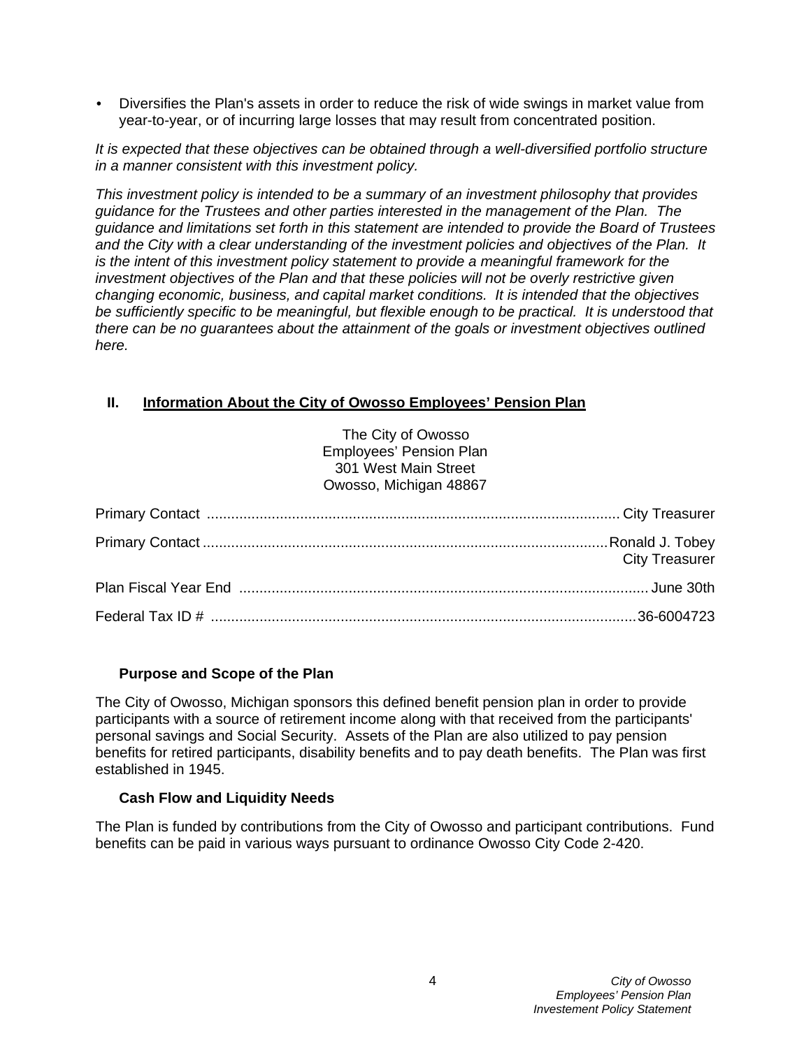- Diversifies the Plan's assets in order to reduce the risk of wide swings in market value from year-to-year, or of incurring large losses that may result from concentrated position.

*It is expected that these objectives can be obtained through a well-diversified portfolio structure in a manner consistent with this investment policy.*

*This investment policy is intended to be a summary of an investment philosophy that provides guidance for the Trustees and other parties interested in the management of the Plan. The guidance and limitations set forth in this statement are intended to provide the Board of Trustees and the City with a clear understanding of the investment policies and objectives of the Plan. It is the intent of this investment policy statement to provide a meaningful framework for the investment objectives of the Plan and that these policies will not be overly restrictive given changing economic, business, and capital market conditions. It is intended that the objectives be sufficiently specific to be meaningful, but flexible enough to be practical. It is understood that there can be no guarantees about the attainment of the goals or investment objectives outlined here.*

## II. Information About the City of Owosso Employees' Pension Plan

The City of Owosso
Employees' Pension Plan
301 West Main Street
Owosso, Michigan 48867

Primary Contact .......... City Treasurer

Primary Contact .......... Ronald J. Tobey
City Treasurer

Plan Fiscal Year End .......... June 30th

Federal Tax ID # .......... 36-6004723

### Purpose and Scope of the Plan

The City of Owosso, Michigan sponsors this defined benefit pension plan in order to provide participants with a source of retirement income along with that received from the participants' personal savings and Social Security. Assets of the Plan are also utilized to pay pension benefits for retired participants, disability benefits and to pay death benefits. The Plan was first established in 1945.

### Cash Flow and Liquidity Needs

The Plan is funded by contributions from the City of Owosso and participant contributions. Fund benefits can be paid in various ways pursuant to ordinance Owosso City Code 2-420.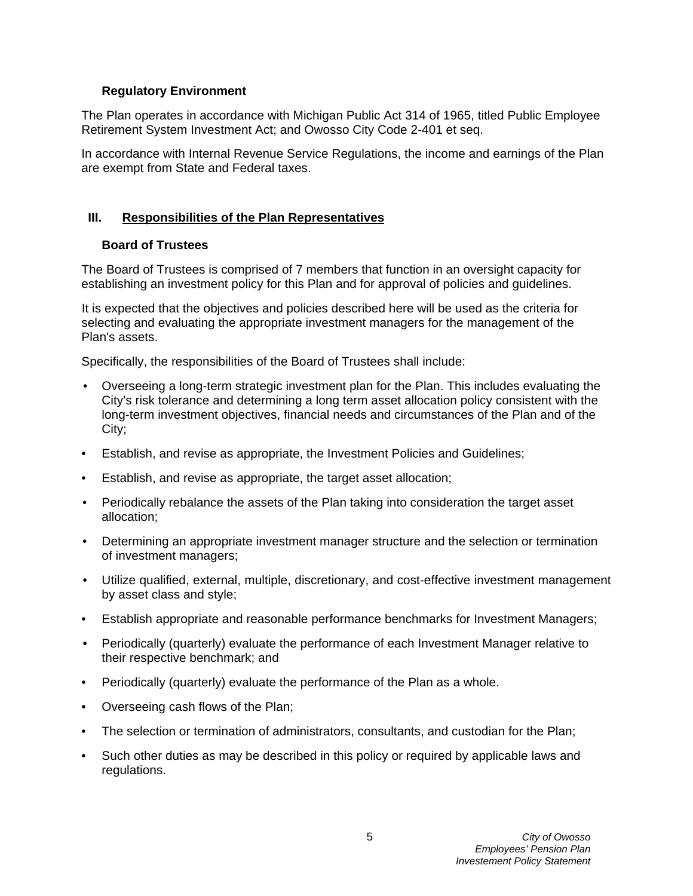### Regulatory Environment

The Plan operates in accordance with Michigan Public Act 314 of 1965, titled Public Employee Retirement System Investment Act; and Owosso City Code 2-401 et seq.

In accordance with Internal Revenue Service Regulations, the income and earnings of the Plan are exempt from State and Federal taxes.

## III. Responsibilities of the Plan Representatives

### Board of Trustees

The Board of Trustees is comprised of 7 members that function in an oversight capacity for establishing an investment policy for this Plan and for approval of policies and guidelines.

It is expected that the objectives and policies described here will be used as the criteria for selecting and evaluating the appropriate investment managers for the management of the Plan's assets.

Specifically, the responsibilities of the Board of Trustees shall include:

- Overseeing a long-term strategic investment plan for the Plan. This includes evaluating the City's risk tolerance and determining a long term asset allocation policy consistent with the long-term investment objectives, financial needs and circumstances of the Plan and of the City;
- Establish, and revise as appropriate, the Investment Policies and Guidelines;
- Establish, and revise as appropriate, the target asset allocation;
- Periodically rebalance the assets of the Plan taking into consideration the target asset allocation;
- Determining an appropriate investment manager structure and the selection or termination of investment managers;
- Utilize qualified, external, multiple, discretionary, and cost-effective investment management by asset class and style;
- Establish appropriate and reasonable performance benchmarks for Investment Managers;
- Periodically (quarterly) evaluate the performance of each Investment Manager relative to their respective benchmark; and
- Periodically (quarterly) evaluate the performance of the Plan as a whole.
- Overseeing cash flows of the Plan;
- The selection or termination of administrators, consultants, and custodian for the Plan;
- Such other duties as may be described in this policy or required by applicable laws and regulations.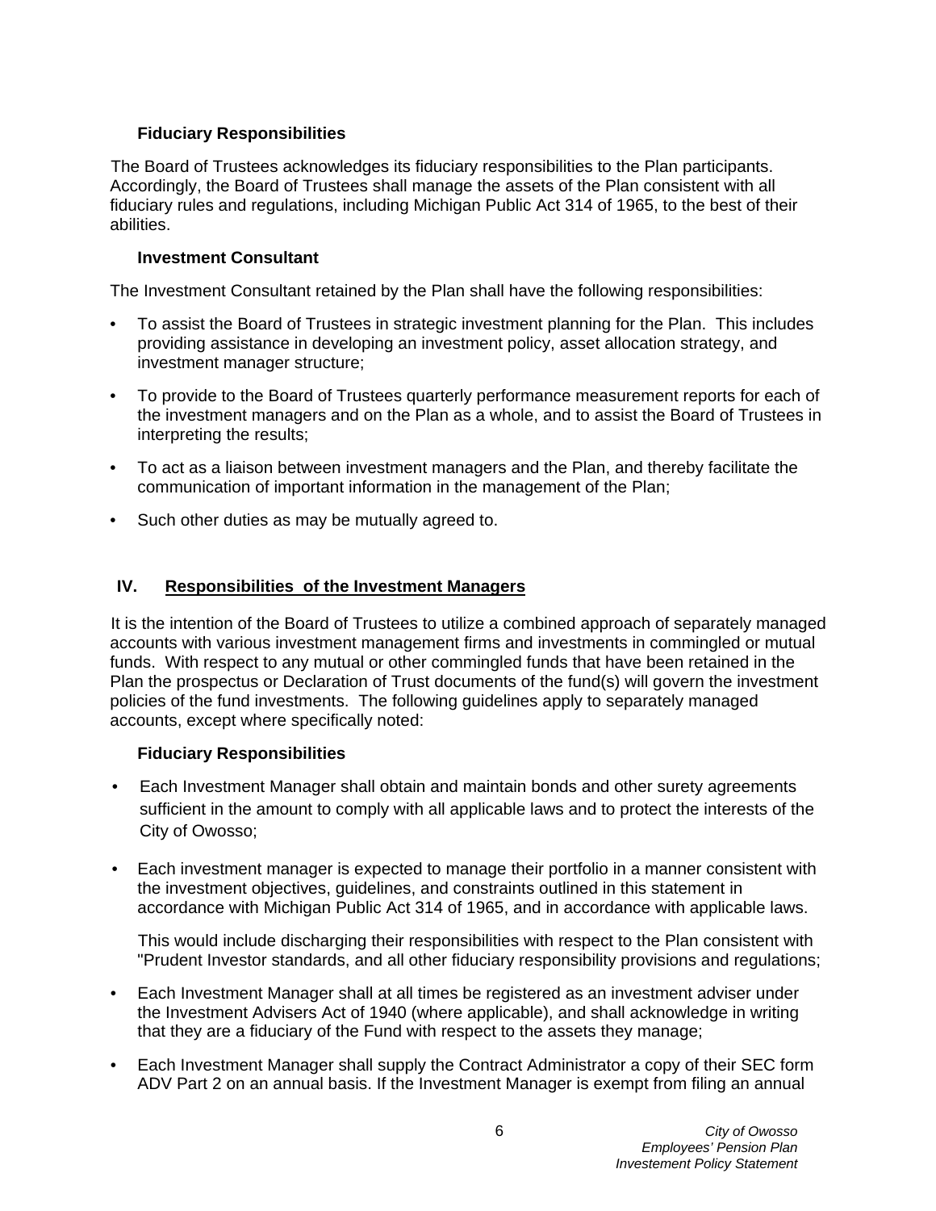### Fiduciary Responsibilities

The Board of Trustees acknowledges its fiduciary responsibilities to the Plan participants. Accordingly, the Board of Trustees shall manage the assets of the Plan consistent with all fiduciary rules and regulations, including Michigan Public Act 314 of 1965, to the best of their abilities.

### Investment Consultant

The Investment Consultant retained by the Plan shall have the following responsibilities:

- To assist the Board of Trustees in strategic investment planning for the Plan. This includes providing assistance in developing an investment policy, asset allocation strategy, and investment manager structure;
- To provide to the Board of Trustees quarterly performance measurement reports for each of the investment managers and on the Plan as a whole, and to assist the Board of Trustees in interpreting the results;
- To act as a liaison between investment managers and the Plan, and thereby facilitate the communication of important information in the management of the Plan;
- Such other duties as may be mutually agreed to.

## IV. Responsibilities of the Investment Managers

It is the intention of the Board of Trustees to utilize a combined approach of separately managed accounts with various investment management firms and investments in commingled or mutual funds. With respect to any mutual or other commingled funds that have been retained in the Plan the prospectus or Declaration of Trust documents of the fund(s) will govern the investment policies of the fund investments. The following guidelines apply to separately managed accounts, except where specifically noted:

### Fiduciary Responsibilities

- Each Investment Manager shall obtain and maintain bonds and other surety agreements sufficient in the amount to comply with all applicable laws and to protect the interests of the City of Owosso;
- Each investment manager is expected to manage their portfolio in a manner consistent with the investment objectives, guidelines, and constraints outlined in this statement in accordance with Michigan Public Act 314 of 1965, and in accordance with applicable laws.

  This would include discharging their responsibilities with respect to the Plan consistent with "Prudent Investor standards, and all other fiduciary responsibility provisions and regulations;
- Each Investment Manager shall at all times be registered as an investment adviser under the Investment Advisers Act of 1940 (where applicable), and shall acknowledge in writing that they are a fiduciary of the Fund with respect to the assets they manage;
- Each Investment Manager shall supply the Contract Administrator a copy of their SEC form ADV Part 2 on an annual basis. If the Investment Manager is exempt from filing an annual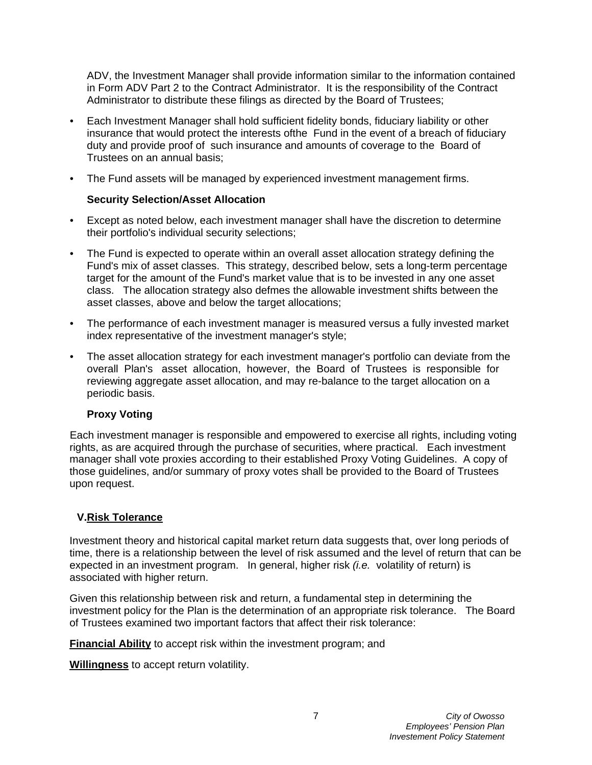ADV, the Investment Manager shall provide information similar to the information contained in Form ADV Part 2 to the Contract Administrator. It is the responsibility of the Contract Administrator to distribute these filings as directed by the Board of Trustees;

- Each Investment Manager shall hold sufficient fidelity bonds, fiduciary liability or other insurance that would protect the interests ofthe Fund in the event of a breach of fiduciary duty and provide proof of such insurance and amounts of coverage to the Board of Trustees on an annual basis;
- The Fund assets will be managed by experienced investment management firms.

**Security Selection/Asset Allocation**

- Except as noted below, each investment manager shall have the discretion to determine their portfolio's individual security selections;
- The Fund is expected to operate within an overall asset allocation strategy defining the Fund's mix of asset classes. This strategy, described below, sets a long-term percentage target for the amount of the Fund's market value that is to be invested in any one asset class. The allocation strategy also defmes the allowable investment shifts between the asset classes, above and below the target allocations;
- The performance of each investment manager is measured versus a fully invested market index representative of the investment manager's style;
- The asset allocation strategy for each investment manager's portfolio can deviate from the overall Plan's asset allocation, however, the Board of Trustees is responsible for reviewing aggregate asset allocation, and may re-balance to the target allocation on a periodic basis.

**Proxy Voting**

Each investment manager is responsible and empowered to exercise all rights, including voting rights, as are acquired through the purchase of securities, where practical. Each investment manager shall vote proxies according to their established Proxy Voting Guidelines. A copy of those guidelines, and/or summary of proxy votes shall be provided to the Board of Trustees upon request.

## V. Risk Tolerance

Investment theory and historical capital market return data suggests that, over long periods of time, there is a relationship between the level of risk assumed and the level of return that can be expected in an investment program. In general, higher risk *(i.e.* volatility of return) is associated with higher return.

Given this relationship between risk and return, a fundamental step in determining the investment policy for the Plan is the determination of an appropriate risk tolerance. The Board of Trustees examined two important factors that affect their risk tolerance:

**Financial Ability** to accept risk within the investment program; and

**Willingness** to accept return volatility.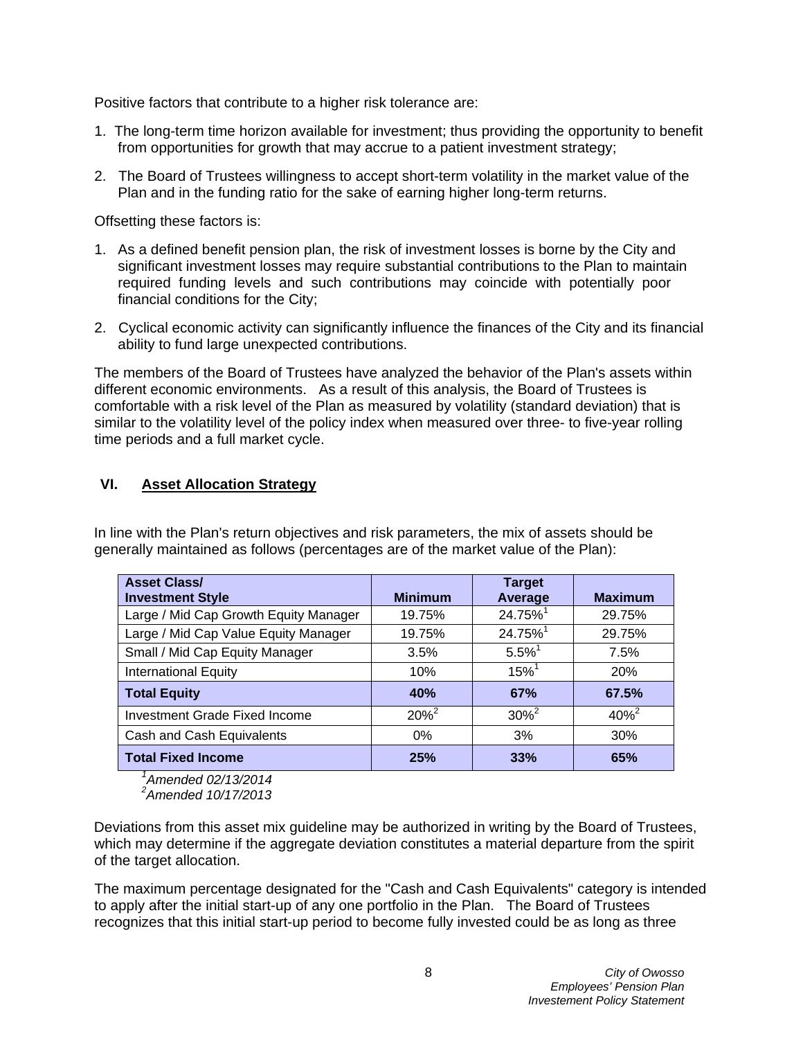Positive factors that contribute to a higher risk tolerance are:

1. The long-term time horizon available for investment; thus providing the opportunity to benefit from opportunities for growth that may accrue to a patient investment strategy;

2. The Board of Trustees willingness to accept short-term volatility in the market value of the Plan and in the funding ratio for the sake of earning higher long-term returns.

Offsetting these factors is:

1. As a defined benefit pension plan, the risk of investment losses is borne by the City and significant investment losses may require substantial contributions to the Plan to maintain required funding levels and such contributions may coincide with potentially poor financial conditions for the City;

2. Cyclical economic activity can significantly influence the finances of the City and its financial ability to fund large unexpected contributions.

The members of the Board of Trustees have analyzed the behavior of the Plan's assets within different economic environments. As a result of this analysis, the Board of Trustees is comfortable with a risk level of the Plan as measured by volatility (standard deviation) that is similar to the volatility level of the policy index when measured over three- to five-year rolling time periods and a full market cycle.

## VI. Asset Allocation Strategy

In line with the Plan's return objectives and risk parameters, the mix of assets should be generally maintained as follows (percentages are of the market value of the Plan):

| Asset Class/ Investment Style | Minimum | Target Average | Maximum |
|---|---|---|---|
| Large / Mid Cap Growth Equity Manager | 19.75% | 24.75%[1] | 29.75% |
| Large / Mid Cap Value Equity Manager | 19.75% | 24.75%[1] | 29.75% |
| Small / Mid Cap Equity Manager | 3.5% | 5.5%[1] | 7.5% |
| International Equity | 10% | 15%[1] | 20% |
| **Total Equity** | **40%** | **67%** | **67.5%** |
| Investment Grade Fixed Income | 20%[2] | 30%[2] | 40%[2] |
| Cash and Cash Equivalents | 0% | 3% | 30% |
| **Total Fixed Income** | **25%** | **33%** | **65%** |

*[1]Amended 02/13/2014*
*[2]Amended 10/17/2013*

Deviations from this asset mix guideline may be authorized in writing by the Board of Trustees, which may determine if the aggregate deviation constitutes a material departure from the spirit of the target allocation.

The maximum percentage designated for the "Cash and Cash Equivalents" category is intended to apply after the initial start-up of any one portfolio in the Plan. The Board of Trustees recognizes that this initial start-up period to become fully invested could be as long as three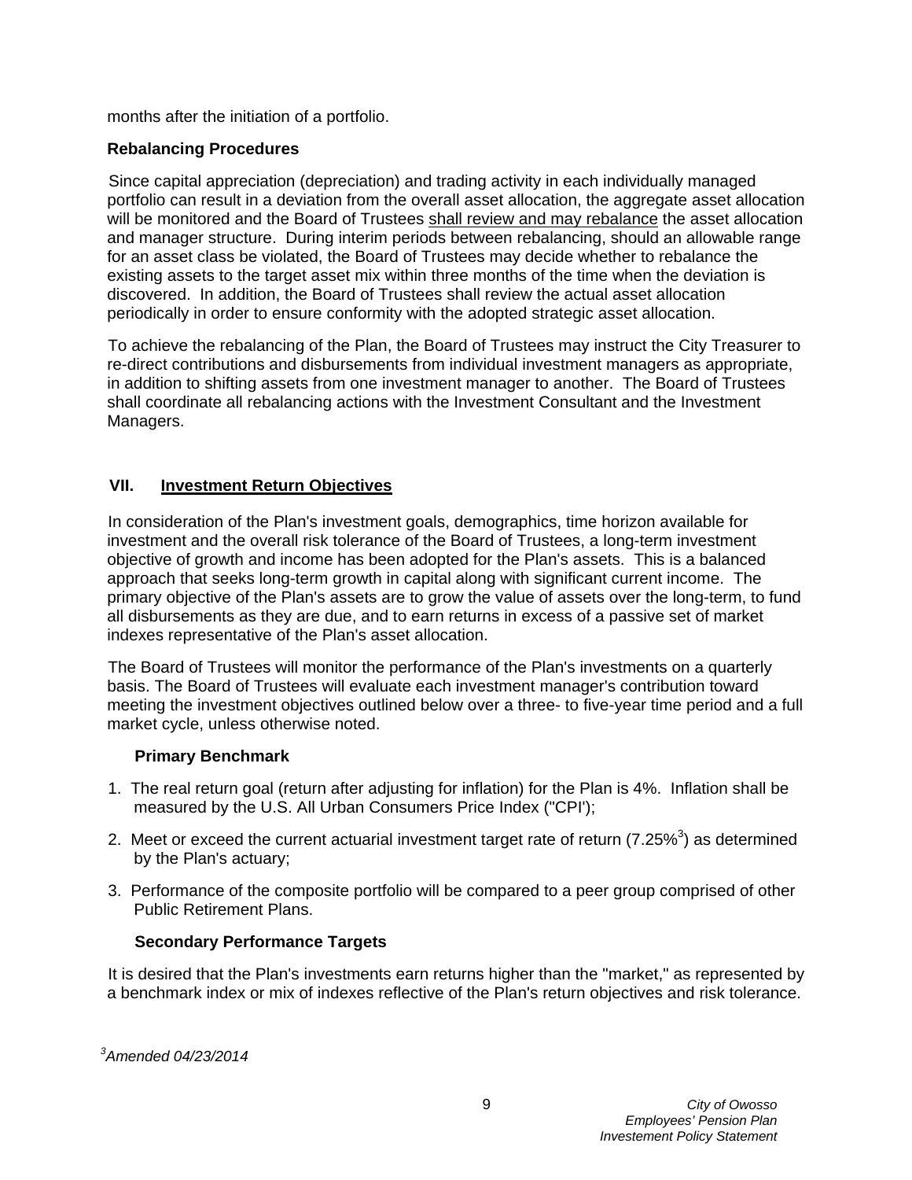months after the initiation of a portfolio.

**Rebalancing Procedures**

Since capital appreciation (depreciation) and trading activity in each individually managed portfolio can result in a deviation from the overall asset allocation, the aggregate asset allocation will be monitored and the Board of Trustees <u>shall review and may rebalance</u> the asset allocation and manager structure. During interim periods between rebalancing, should an allowable range for an asset class be violated, the Board of Trustees may decide whether to rebalance the existing assets to the target asset mix within three months of the time when the deviation is discovered. In addition, the Board of Trustees shall review the actual asset allocation periodically in order to ensure conformity with the adopted strategic asset allocation.

To achieve the rebalancing of the Plan, the Board of Trustees may instruct the City Treasurer to re-direct contributions and disbursements from individual investment managers as appropriate, in addition to shifting assets from one investment manager to another. The Board of Trustees shall coordinate all rebalancing actions with the Investment Consultant and the Investment Managers.

## VII. Investment Return Objectives

In consideration of the Plan's investment goals, demographics, time horizon available for investment and the overall risk tolerance of the Board of Trustees, a long-term investment objective of growth and income has been adopted for the Plan's assets. This is a balanced approach that seeks long-term growth in capital along with significant current income. The primary objective of the Plan's assets are to grow the value of assets over the long-term, to fund all disbursements as they are due, and to earn returns in excess of a passive set of market indexes representative of the Plan's asset allocation.

The Board of Trustees will monitor the performance of the Plan's investments on a quarterly basis. The Board of Trustees will evaluate each investment manager's contribution toward meeting the investment objectives outlined below over a three- to five-year time period and a full market cycle, unless otherwise noted.

**Primary Benchmark**

1. The real return goal (return after adjusting for inflation) for the Plan is 4%. Inflation shall be measured by the U.S. All Urban Consumers Price Index ("CPI');
2. Meet or exceed the current actuarial investment target rate of return (7.25%[3]) as determined by the Plan's actuary;
3. Performance of the composite portfolio will be compared to a peer group comprised of other Public Retirement Plans.

**Secondary Performance Targets**

It is desired that the Plan's investments earn returns higher than the "market," as represented by a benchmark index or mix of indexes reflective of the Plan's return objectives and risk tolerance.

[3]*Amended 04/23/2014*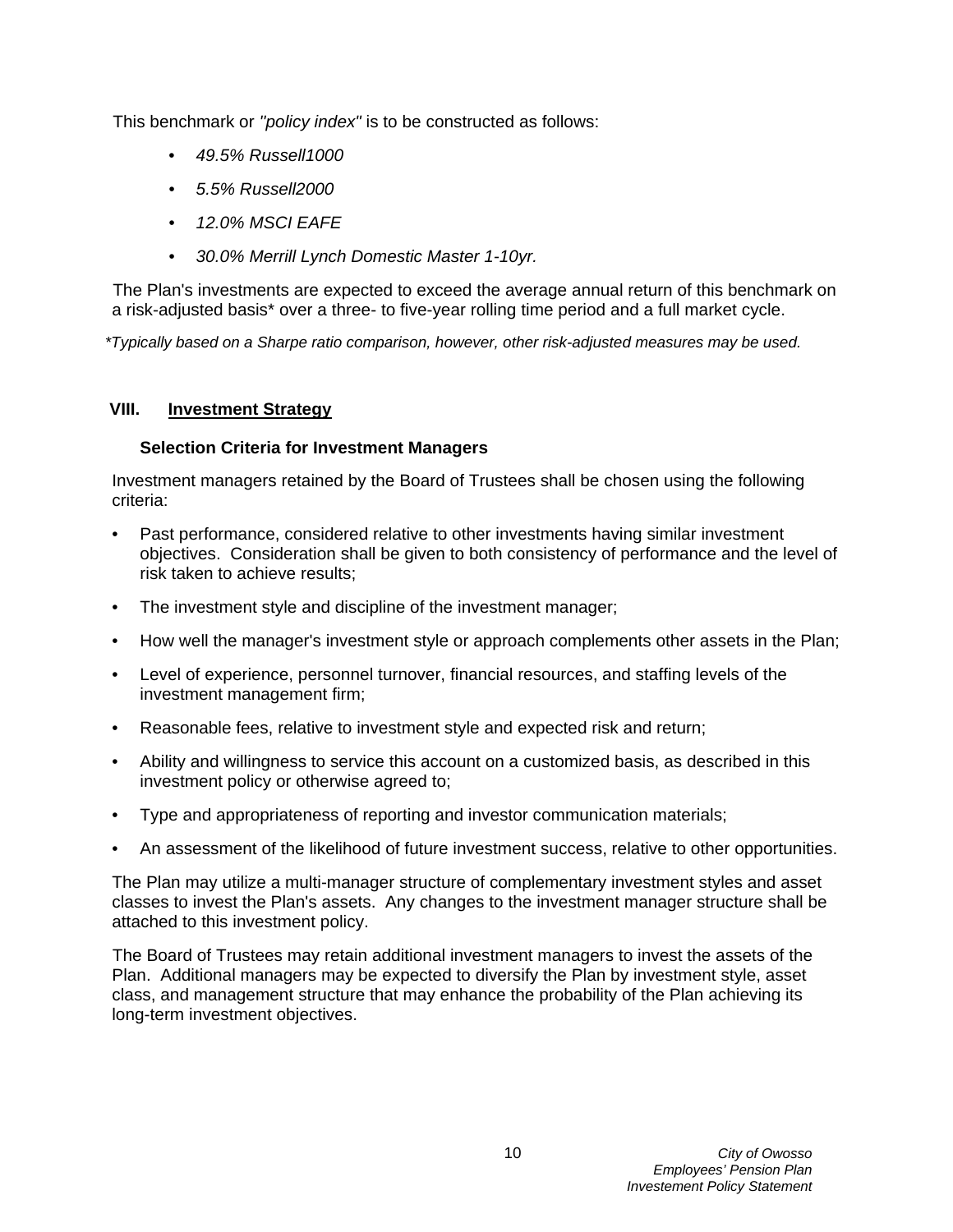This benchmark or *"policy index"* is to be constructed as follows:

- *49.5% Russell1000*
- *5.5% Russell2000*
- *12.0% MSCI EAFE*
- *30.0% Merrill Lynch Domestic Master 1-10yr.*

The Plan's investments are expected to exceed the average annual return of this benchmark on a risk-adjusted basis* over a three- to five-year rolling time period and a full market cycle.

**Typically based on a Sharpe ratio comparison, however, other risk-adjusted measures may be used.*

## VIII. Investment Strategy

### Selection Criteria for Investment Managers

Investment managers retained by the Board of Trustees shall be chosen using the following criteria:

- Past performance, considered relative to other investments having similar investment objectives. Consideration shall be given to both consistency of performance and the level of risk taken to achieve results;
- The investment style and discipline of the investment manager;
- How well the manager's investment style or approach complements other assets in the Plan;
- Level of experience, personnel turnover, financial resources, and staffing levels of the investment management firm;
- Reasonable fees, relative to investment style and expected risk and return;
- Ability and willingness to service this account on a customized basis, as described in this investment policy or otherwise agreed to;
- Type and appropriateness of reporting and investor communication materials;
- An assessment of the likelihood of future investment success, relative to other opportunities.

The Plan may utilize a multi-manager structure of complementary investment styles and asset classes to invest the Plan's assets. Any changes to the investment manager structure shall be attached to this investment policy.

The Board of Trustees may retain additional investment managers to invest the assets of the Plan. Additional managers may be expected to diversify the Plan by investment style, asset class, and management structure that may enhance the probability of the Plan achieving its long-term investment objectives.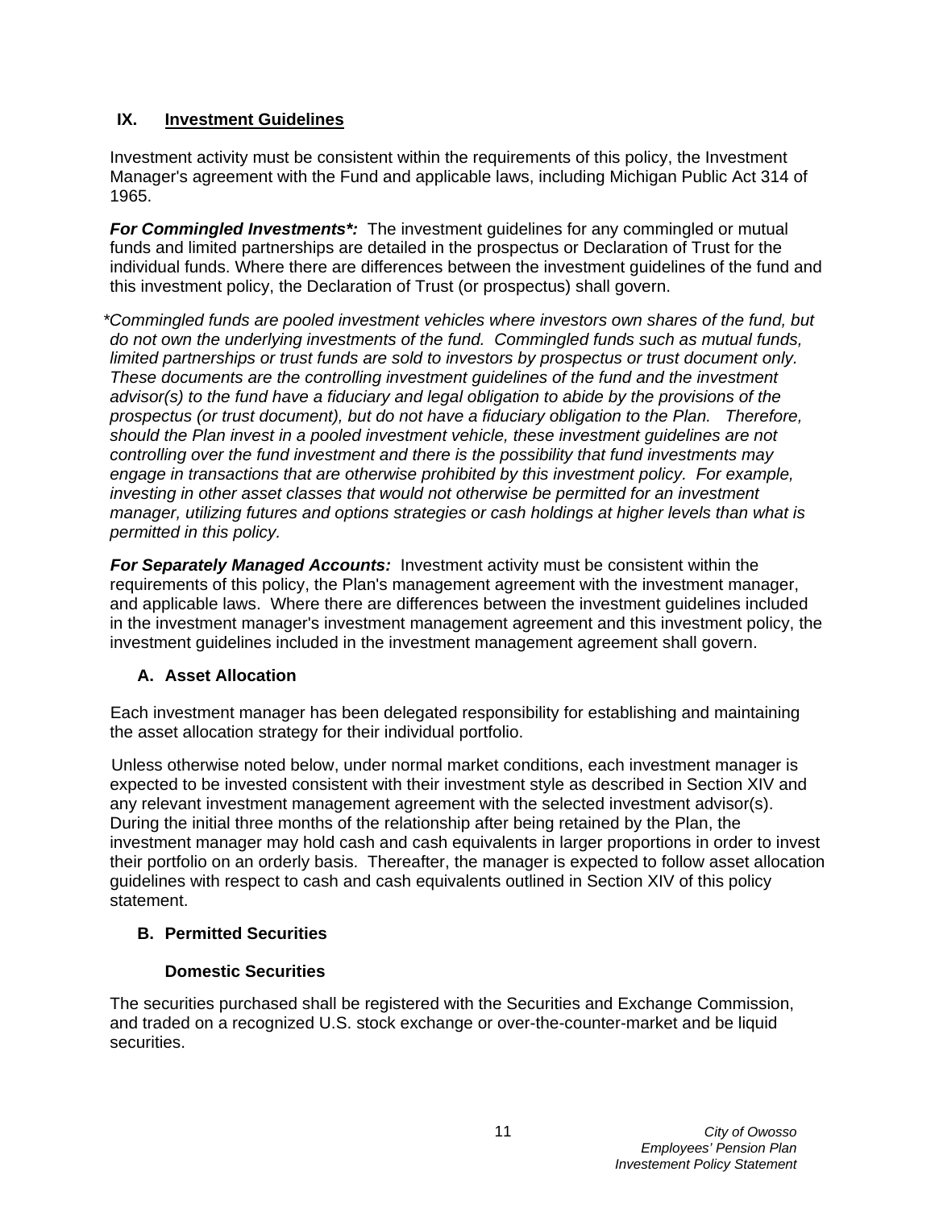## IX. Investment Guidelines

Investment activity must be consistent within the requirements of this policy, the Investment Manager's agreement with the Fund and applicable laws, including Michigan Public Act 314 of 1965.

***For Commingled Investments*:*** The investment guidelines for any commingled or mutual funds and limited partnerships are detailed in the prospectus or Declaration of Trust for the individual funds. Where there are differences between the investment guidelines of the fund and this investment policy, the Declaration of Trust (or prospectus) shall govern.

**Commingled funds are pooled investment vehicles where investors own shares of the fund, but do not own the underlying investments of the fund. Commingled funds such as mutual funds, limited partnerships or trust funds are sold to investors by prospectus or trust document only. These documents are the controlling investment guidelines of the fund and the investment advisor(s) to the fund have a fiduciary and legal obligation to abide by the provisions of the prospectus (or trust document), but do not have a fiduciary obligation to the Plan. Therefore, should the Plan invest in a pooled investment vehicle, these investment guidelines are not controlling over the fund investment and there is the possibility that fund investments may engage in transactions that are otherwise prohibited by this investment policy. For example, investing in other asset classes that would not otherwise be permitted for an investment manager, utilizing futures and options strategies or cash holdings at higher levels than what is permitted in this policy.*

***For Separately Managed Accounts:*** Investment activity must be consistent within the requirements of this policy, the Plan's management agreement with the investment manager, and applicable laws. Where there are differences between the investment guidelines included in the investment manager's investment management agreement and this investment policy, the investment guidelines included in the investment management agreement shall govern.

### A. Asset Allocation

Each investment manager has been delegated responsibility for establishing and maintaining the asset allocation strategy for their individual portfolio.

Unless otherwise noted below, under normal market conditions, each investment manager is expected to be invested consistent with their investment style as described in Section XIV and any relevant investment management agreement with the selected investment advisor(s). During the initial three months of the relationship after being retained by the Plan, the investment manager may hold cash and cash equivalents in larger proportions in order to invest their portfolio on an orderly basis. Thereafter, the manager is expected to follow asset allocation guidelines with respect to cash and cash equivalents outlined in Section XIV of this policy statement.

### B. Permitted Securities

#### Domestic Securities

The securities purchased shall be registered with the Securities and Exchange Commission, and traded on a recognized U.S. stock exchange or over-the-counter-market and be liquid securities.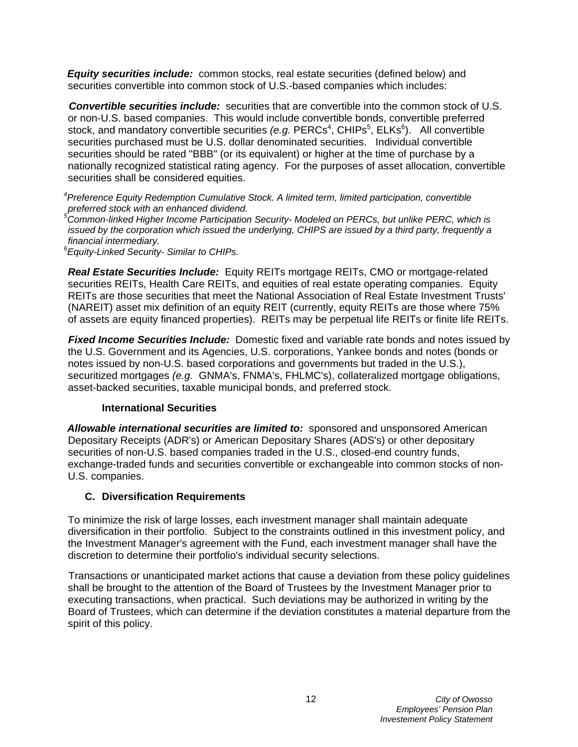***Equity securities include:*** common stocks, real estate securities (defined below) and securities convertible into common stock of U.S.-based companies which includes:

***Convertible securities include:*** securities that are convertible into the common stock of U.S. or non-U.S. based companies. This would include convertible bonds, convertible preferred stock, and mandatory convertible securities *(e.g.* PERCs[4], CHIPs[5], ELKs[6]). All convertible securities purchased must be U.S. dollar denominated securities. Individual convertible securities should be rated "BBB" (or its equivalent) or higher at the time of purchase by a nationally recognized statistical rating agency. For the purposes of asset allocation, convertible securities shall be considered equities.

*[4]Preference Equity Redemption Cumulative Stock. A limited term, limited participation, convertible preferred stock with an enhanced dividend.*
*[5]Common-linked Higher Income Participation Security- Modeled on PERCs, but unlike PERC, which is issued by the corporation which issued the underlying, CHIPS are issued by a third party, frequently a financial intermediary.*
*[6]Equity-Linked Security- Similar to CHIPs.*

***Real Estate Securities Include:*** Equity REITs mortgage REITs, CMO or mortgage-related securities REITs, Health Care REITs, and equities of real estate operating companies. Equity REITs are those securities that meet the National Association of Real Estate Investment Trusts' (NAREIT) asset mix definition of an equity REIT (currently, equity REITs are those where 75% of assets are equity financed properties). REITs may be perpetual life REITs or finite life REITs.

***Fixed Income Securities Include:*** Domestic fixed and variable rate bonds and notes issued by the U.S. Government and its Agencies, U.S. corporations, Yankee bonds and notes (bonds or notes issued by non-U.S. based corporations and governments but traded in the U.S.), securitized mortgages *(e.g.* GNMA's, FNMA's, FHLMC's), collateralized mortgage obligations, asset-backed securities, taxable municipal bonds, and preferred stock.

**International Securities**

***Allowable international securities are limited to:*** sponsored and unsponsored American Depositary Receipts (ADR's) or American Depositary Shares (ADS's) or other depositary securities of non-U.S. based companies traded in the U.S., closed-end country funds, exchange-traded funds and securities convertible or exchangeable into common stocks of non-U.S. companies.

### C. Diversification Requirements

To minimize the risk of large losses, each investment manager shall maintain adequate diversification in their portfolio. Subject to the constraints outlined in this investment policy, and the Investment Manager's agreement with the Fund, each investment manager shall have the discretion to determine their portfolio's individual security selections.

Transactions or unanticipated market actions that cause a deviation from these policy guidelines shall be brought to the attention of the Board of Trustees by the Investment Manager prior to executing transactions, when practical. Such deviations may be authorized in writing by the Board of Trustees, which can determine if the deviation constitutes a material departure from the spirit of this policy.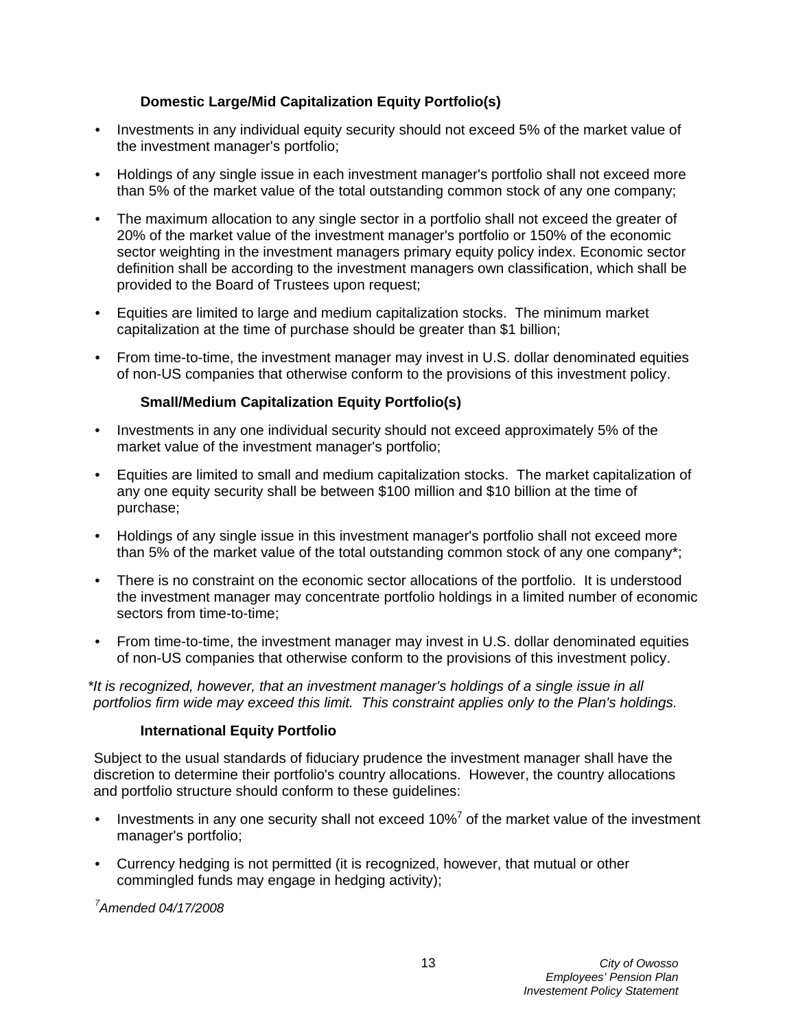### Domestic Large/Mid Capitalization Equity Portfolio(s)

- Investments in any individual equity security should not exceed 5% of the market value of the investment manager's portfolio;
- Holdings of any single issue in each investment manager's portfolio shall not exceed more than 5% of the market value of the total outstanding common stock of any one company;
- The maximum allocation to any single sector in a portfolio shall not exceed the greater of 20% of the market value of the investment manager's portfolio or 150% of the economic sector weighting in the investment managers primary equity policy index. Economic sector definition shall be according to the investment managers own classification, which shall be provided to the Board of Trustees upon request;
- Equities are limited to large and medium capitalization stocks. The minimum market capitalization at the time of purchase should be greater than $1 billion;
- From time-to-time, the investment manager may invest in U.S. dollar denominated equities of non-US companies that otherwise conform to the provisions of this investment policy.

### Small/Medium Capitalization Equity Portfolio(s)

- Investments in any one individual security should not exceed approximately 5% of the market value of the investment manager's portfolio;
- Equities are limited to small and medium capitalization stocks. The market capitalization of any one equity security shall be between $100 million and $10 billion at the time of purchase;
- Holdings of any single issue in this investment manager's portfolio shall not exceed more than 5% of the market value of the total outstanding common stock of any one company*;
- There is no constraint on the economic sector allocations of the portfolio. It is understood the investment manager may concentrate portfolio holdings in a limited number of economic sectors from time-to-time;
- From time-to-time, the investment manager may invest in U.S. dollar denominated equities of non-US companies that otherwise conform to the provisions of this investment policy.

*\*It is recognized, however, that an investment manager's holdings of a single issue in all portfolios firm wide may exceed this limit. This constraint applies only to the Plan's holdings.*

### International Equity Portfolio

Subject to the usual standards of fiduciary prudence the investment manager shall have the discretion to determine their portfolio's country allocations. However, the country allocations and portfolio structure should conform to these guidelines:

- Investments in any one security shall not exceed 10%[7] of the market value of the investment manager's portfolio;
- Currency hedging is not permitted (it is recognized, however, that mutual or other commingled funds may engage in hedging activity);

*[7]Amended 04/17/2008*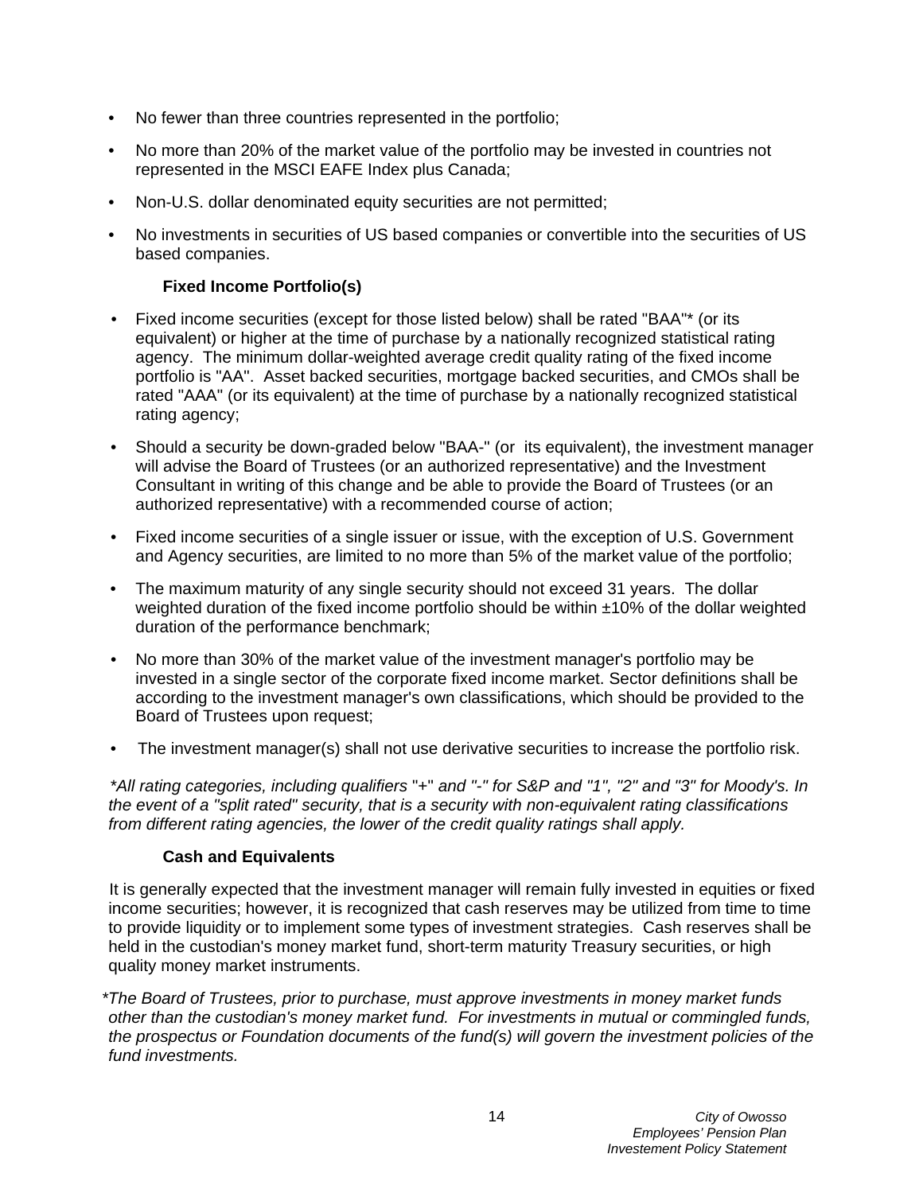- No fewer than three countries represented in the portfolio;
- No more than 20% of the market value of the portfolio may be invested in countries not represented in the MSCI EAFE Index plus Canada;
- Non-U.S. dollar denominated equity securities are not permitted;
- No investments in securities of US based companies or convertible into the securities of US based companies.

**Fixed Income Portfolio(s)**

- Fixed income securities (except for those listed below) shall be rated "BAA"* (or its equivalent) or higher at the time of purchase by a nationally recognized statistical rating agency. The minimum dollar-weighted average credit quality rating of the fixed income portfolio is "AA". Asset backed securities, mortgage backed securities, and CMOs shall be rated "AAA" (or its equivalent) at the time of purchase by a nationally recognized statistical rating agency;
- Should a security be down-graded below "BAA-" (or its equivalent), the investment manager will advise the Board of Trustees (or an authorized representative) and the Investment Consultant in writing of this change and be able to provide the Board of Trustees (or an authorized representative) with a recommended course of action;
- Fixed income securities of a single issuer or issue, with the exception of U.S. Government and Agency securities, are limited to no more than 5% of the market value of the portfolio;
- The maximum maturity of any single security should not exceed 31 years. The dollar weighted duration of the fixed income portfolio should be within ±10% of the dollar weighted duration of the performance benchmark;
- No more than 30% of the market value of the investment manager's portfolio may be invested in a single sector of the corporate fixed income market. Sector definitions shall be according to the investment manager's own classifications, which should be provided to the Board of Trustees upon request;
- The investment manager(s) shall not use derivative securities to increase the portfolio risk.

*\*All rating categories, including qualifiers "+" and "-" for S&P and "1", "2" and "3" for Moody's. In the event of a "split rated" security, that is a security with non-equivalent rating classifications from different rating agencies, the lower of the credit quality ratings shall apply.*

**Cash and Equivalents**

It is generally expected that the investment manager will remain fully invested in equities or fixed income securities; however, it is recognized that cash reserves may be utilized from time to time to provide liquidity or to implement some types of investment strategies. Cash reserves shall be held in the custodian's money market fund, short-term maturity Treasury securities, or high quality money market instruments.

*\*The Board of Trustees, prior to purchase, must approve investments in money market funds other than the custodian's money market fund. For investments in mutual or commingled funds, the prospectus or Foundation documents of the fund(s) will govern the investment policies of the fund investments.*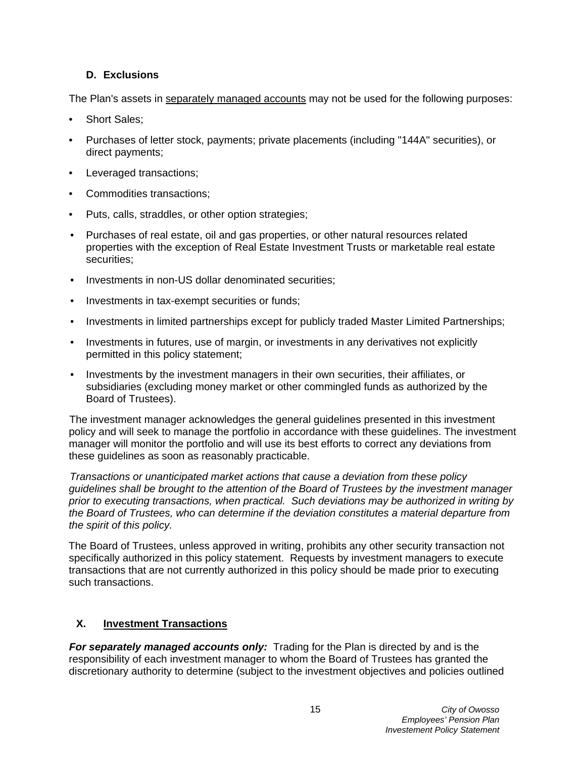### D. Exclusions

The Plan's assets in separately managed accounts may not be used for the following purposes:

- Short Sales;
- Purchases of letter stock, payments; private placements (including "144A" securities), or direct payments;
- Leveraged transactions;
- Commodities transactions;
- Puts, calls, straddles, or other option strategies;
- Purchases of real estate, oil and gas properties, or other natural resources related properties with the exception of Real Estate Investment Trusts or marketable real estate securities;
- Investments in non-US dollar denominated securities;
- Investments in tax-exempt securities or funds;
- Investments in limited partnerships except for publicly traded Master Limited Partnerships;
- Investments in futures, use of margin, or investments in any derivatives not explicitly permitted in this policy statement;
- Investments by the investment managers in their own securities, their affiliates, or subsidiaries (excluding money market or other commingled funds as authorized by the Board of Trustees).

The investment manager acknowledges the general guidelines presented in this investment policy and will seek to manage the portfolio in accordance with these guidelines. The investment manager will monitor the portfolio and will use its best efforts to correct any deviations from these guidelines as soon as reasonably practicable.

*Transactions or unanticipated market actions that cause a deviation from these policy guidelines shall be brought to the attention of the Board of Trustees by the investment manager prior to executing transactions, when practical. Such deviations may be authorized in writing by the Board of Trustees, who can determine if the deviation constitutes a material departure from the spirit of this policy.*

The Board of Trustees, unless approved in writing, prohibits any other security transaction not specifically authorized in this policy statement. Requests by investment managers to execute transactions that are not currently authorized in this policy should be made prior to executing such transactions.

## X. Investment Transactions

***For separately managed accounts only:*** Trading for the Plan is directed by and is the responsibility of each investment manager to whom the Board of Trustees has granted the discretionary authority to determine (subject to the investment objectives and policies outlined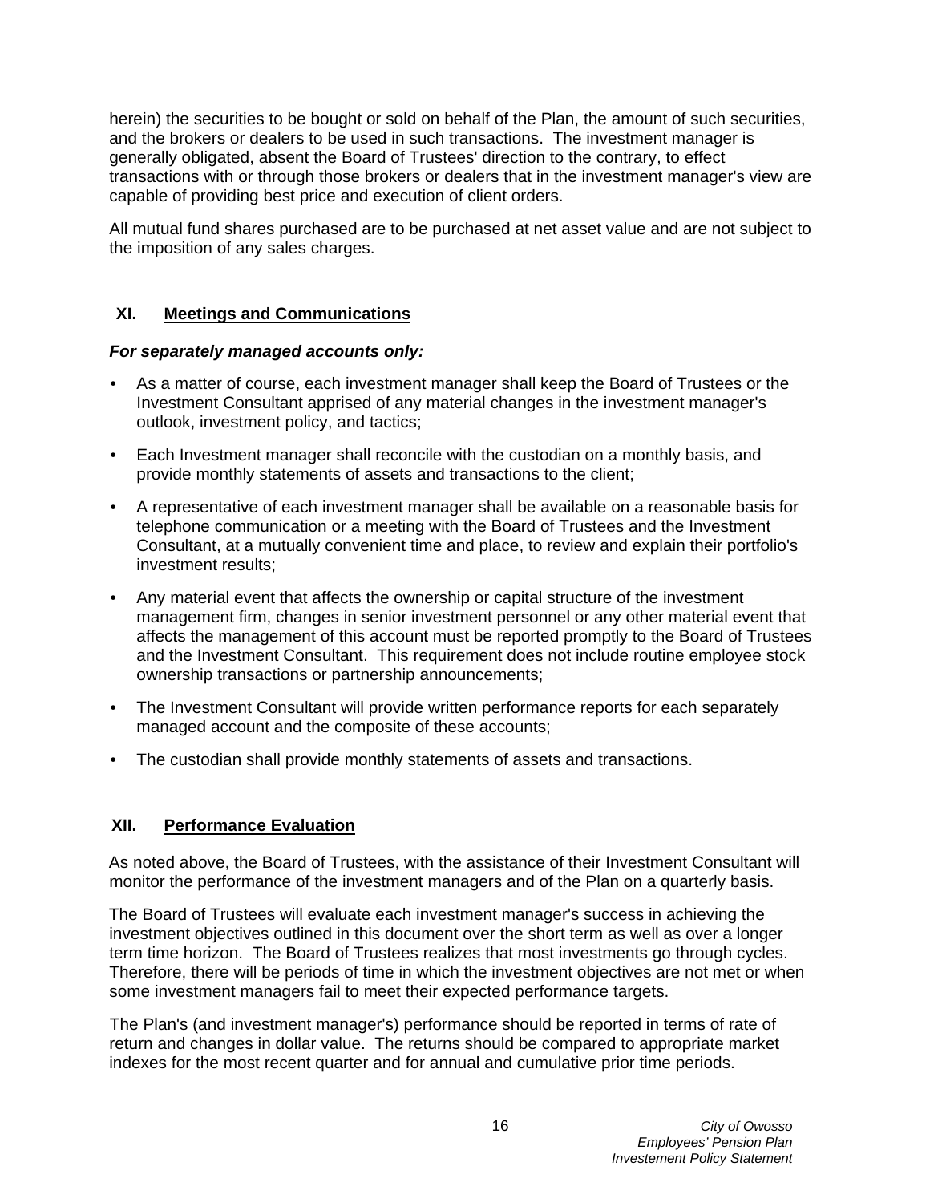herein) the securities to be bought or sold on behalf of the Plan, the amount of such securities, and the brokers or dealers to be used in such transactions. The investment manager is generally obligated, absent the Board of Trustees' direction to the contrary, to effect transactions with or through those brokers or dealers that in the investment manager's view are capable of providing best price and execution of client orders.

All mutual fund shares purchased are to be purchased at net asset value and are not subject to the imposition of any sales charges.

## XI. Meetings and Communications

***For separately managed accounts only:***

- As a matter of course, each investment manager shall keep the Board of Trustees or the Investment Consultant apprised of any material changes in the investment manager's outlook, investment policy, and tactics;
- Each Investment manager shall reconcile with the custodian on a monthly basis, and provide monthly statements of assets and transactions to the client;
- A representative of each investment manager shall be available on a reasonable basis for telephone communication or a meeting with the Board of Trustees and the Investment Consultant, at a mutually convenient time and place, to review and explain their portfolio's investment results;
- Any material event that affects the ownership or capital structure of the investment management firm, changes in senior investment personnel or any other material event that affects the management of this account must be reported promptly to the Board of Trustees and the Investment Consultant. This requirement does not include routine employee stock ownership transactions or partnership announcements;
- The Investment Consultant will provide written performance reports for each separately managed account and the composite of these accounts;
- The custodian shall provide monthly statements of assets and transactions.

## XII. Performance Evaluation

As noted above, the Board of Trustees, with the assistance of their Investment Consultant will monitor the performance of the investment managers and of the Plan on a quarterly basis.

The Board of Trustees will evaluate each investment manager's success in achieving the investment objectives outlined in this document over the short term as well as over a longer term time horizon. The Board of Trustees realizes that most investments go through cycles. Therefore, there will be periods of time in which the investment objectives are not met or when some investment managers fail to meet their expected performance targets.

The Plan's (and investment manager's) performance should be reported in terms of rate of return and changes in dollar value. The returns should be compared to appropriate market indexes for the most recent quarter and for annual and cumulative prior time periods.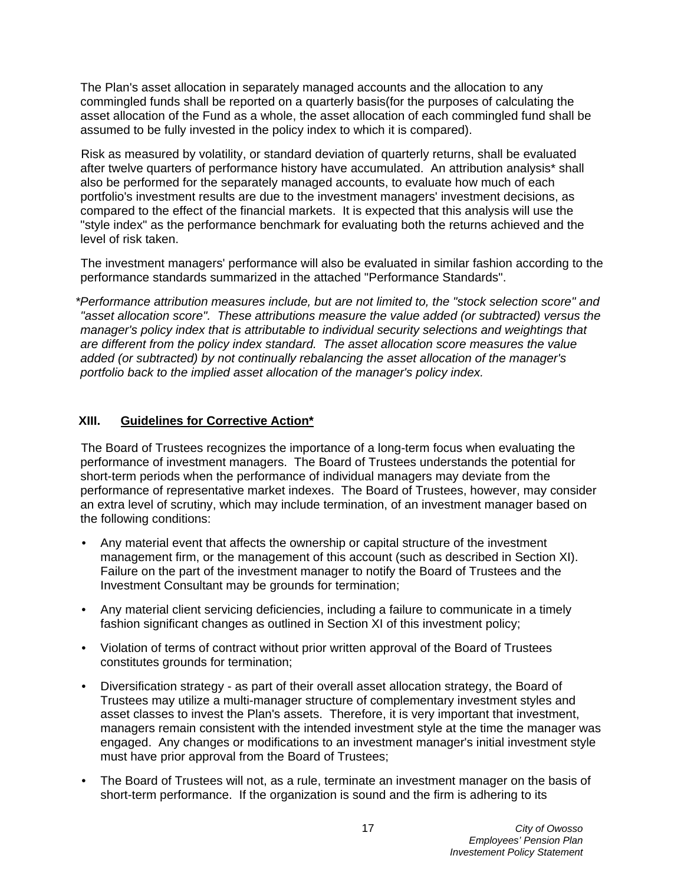The Plan's asset allocation in separately managed accounts and the allocation to any commingled funds shall be reported on a quarterly basis(for the purposes of calculating the asset allocation of the Fund as a whole, the asset allocation of each commingled fund shall be assumed to be fully invested in the policy index to which it is compared).

Risk as measured by volatility, or standard deviation of quarterly returns, shall be evaluated after twelve quarters of performance history have accumulated. An attribution analysis* shall also be performed for the separately managed accounts, to evaluate how much of each portfolio's investment results are due to the investment managers' investment decisions, as compared to the effect of the financial markets. It is expected that this analysis will use the "style index" as the performance benchmark for evaluating both the returns achieved and the level of risk taken.

The investment managers' performance will also be evaluated in similar fashion according to the performance standards summarized in the attached "Performance Standards".

*\*Performance attribution measures include, but are not limited to, the "stock selection score" and "asset allocation score". These attributions measure the value added (or subtracted) versus the manager's policy index that is attributable to individual security selections and weightings that are different from the policy index standard. The asset allocation score measures the value added (or subtracted) by not continually rebalancing the asset allocation of the manager's portfolio back to the implied asset allocation of the manager's policy index.*

## XIII. Guidelines for Corrective Action*

The Board of Trustees recognizes the importance of a long-term focus when evaluating the performance of investment managers. The Board of Trustees understands the potential for short-term periods when the performance of individual managers may deviate from the performance of representative market indexes. The Board of Trustees, however, may consider an extra level of scrutiny, which may include termination, of an investment manager based on the following conditions:

- Any material event that affects the ownership or capital structure of the investment management firm, or the management of this account (such as described in Section XI). Failure on the part of the investment manager to notify the Board of Trustees and the Investment Consultant may be grounds for termination;
- Any material client servicing deficiencies, including a failure to communicate in a timely fashion significant changes as outlined in Section XI of this investment policy;
- Violation of terms of contract without prior written approval of the Board of Trustees constitutes grounds for termination;
- Diversification strategy - as part of their overall asset allocation strategy, the Board of Trustees may utilize a multi-manager structure of complementary investment styles and asset classes to invest the Plan's assets. Therefore, it is very important that investment, managers remain consistent with the intended investment style at the time the manager was engaged. Any changes or modifications to an investment manager's initial investment style must have prior approval from the Board of Trustees;
- The Board of Trustees will not, as a rule, terminate an investment manager on the basis of short-term performance. If the organization is sound and the firm is adhering to its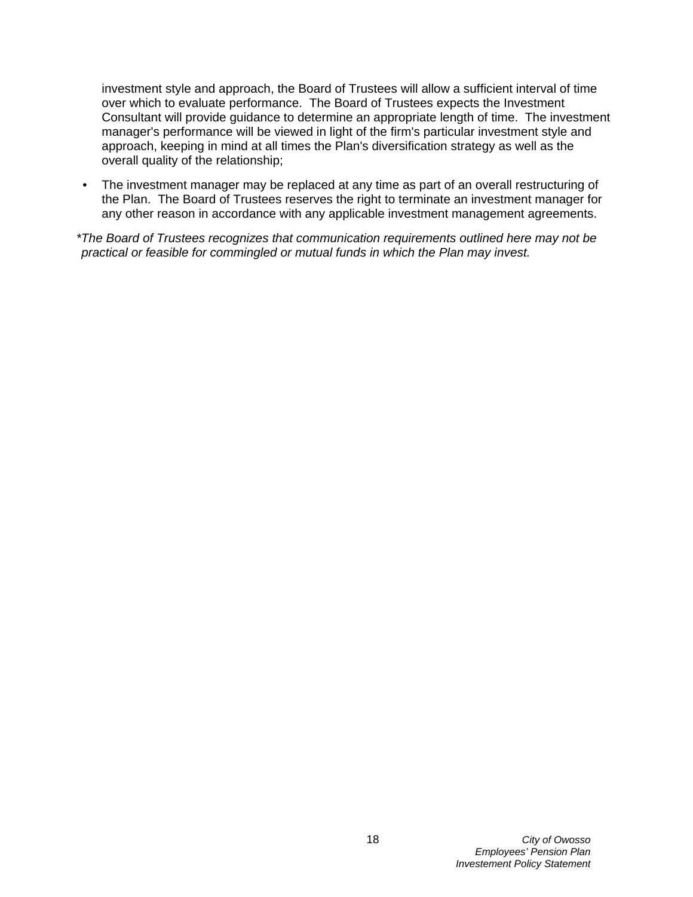investment style and approach, the Board of Trustees will allow a sufficient interval of time over which to evaluate performance. The Board of Trustees expects the Investment Consultant will provide guidance to determine an appropriate length of time. The investment manager's performance will be viewed in light of the firm's particular investment style and approach, keeping in mind at all times the Plan's diversification strategy as well as the overall quality of the relationship;

- The investment manager may be replaced at any time as part of an overall restructuring of the Plan. The Board of Trustees reserves the right to terminate an investment manager for any other reason in accordance with any applicable investment management agreements.

*\*The Board of Trustees recognizes that communication requirements outlined here may not be practical or feasible for commingled or mutual funds in which the Plan may invest.*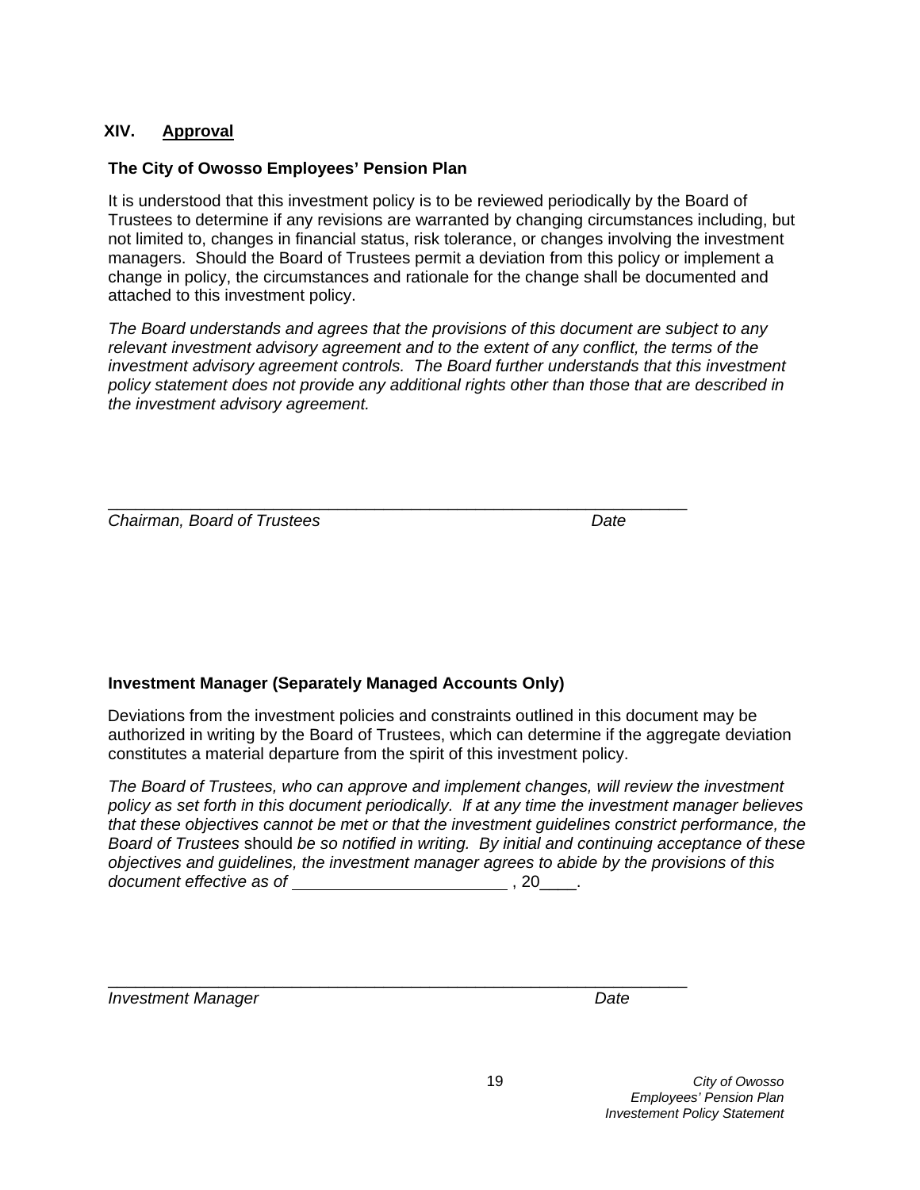## XIV. Approval

**The City of Owosso Employees' Pension Plan**

It is understood that this investment policy is to be reviewed periodically by the Board of Trustees to determine if any revisions are warranted by changing circumstances including, but not limited to, changes in financial status, risk tolerance, or changes involving the investment managers. Should the Board of Trustees permit a deviation from this policy or implement a change in policy, the circumstances and rationale for the change shall be documented and attached to this investment policy.

*The Board understands and agrees that the provisions of this document are subject to any relevant investment advisory agreement and to the extent of any conflict, the terms of the investment advisory agreement controls. The Board further understands that this investment policy statement does not provide any additional rights other than those that are described in the investment advisory agreement.*

______________________________________________________________

*Chairman, Board of Trustees* *Date*

**Investment Manager (Separately Managed Accounts Only)**

Deviations from the investment policies and constraints outlined in this document may be authorized in writing by the Board of Trustees, which can determine if the aggregate deviation constitutes a material departure from the spirit of this investment policy.

*The Board of Trustees, who can approve and implement changes, will review the investment policy as set forth in this document periodically. If at any time the investment manager believes that these objectives cannot be met or that the investment guidelines constrict performance, the Board of Trustees* should *be so notified in writing. By initial and continuing acceptance of these objectives and guidelines, the investment manager agrees to abide by the provisions of this document effective as of* ______________________ , 20____.

______________________________________________________________

*Investment Manager* *Date*